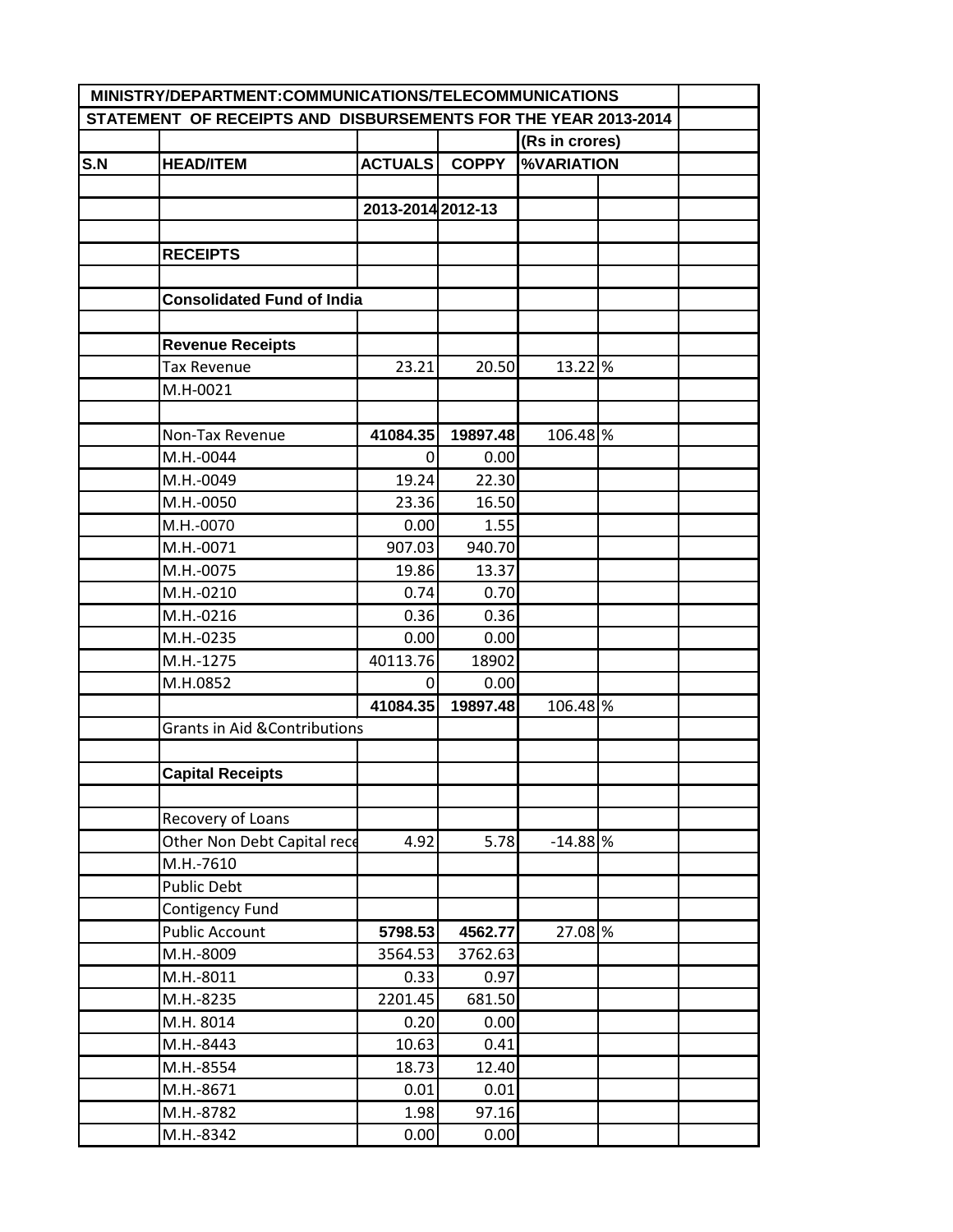| MINISTRY/DEPARTMENT:COMMUNICATIONS/TELECOMMUNICATIONS | | | | | | |
|---|---|---|---|---|---|---|
| STATEMENT OF RECEIPTS AND DISBURSEMENTS FOR THE YEAR 2013-2014 | | | | | | |
| | | | | (Rs in crores) | | |
| S.N | HEAD/ITEM | ACTUALS | COPPY | %VARIATION | | |
| | | | | | | |
| | | 2013-2014 | 2012-13 | | | |
| | | | | | | |
| | **RECEIPTS** | | | | | |
| | | | | | | |
| | **Consolidated Fund of India** | | | | | |
| | | | | | | |
| | **Revenue Receipts** | | | | | |
| | Tax Revenue | 23.21 | 20.50 | 13.22 | % | |
| | M.H-0021 | | | | | |
| | | | | | | |
| | Non-Tax Revenue | **41084.35** | **19897.48** | 106.48 | % | |
| | M.H.-0044 | 0 | 0.00 | | | |
| | M.H.-0049 | 19.24 | 22.30 | | | |
| | M.H.-0050 | 23.36 | 16.50 | | | |
| | M.H.-0070 | 0.00 | 1.55 | | | |
| | M.H.-0071 | 907.03 | 940.70 | | | |
| | M.H.-0075 | 19.86 | 13.37 | | | |
| | M.H.-0210 | 0.74 | 0.70 | | | |
| | M.H.-0216 | 0.36 | 0.36 | | | |
| | M.H.-0235 | 0.00 | 0.00 | | | |
| | M.H.-1275 | 40113.76 | 18902 | | | |
| | M.H.0852 | 0 | 0.00 | | | |
| | | **41084.35** | **19897.48** | 106.48 | % | |
| | Grants in Aid &Contributions | | | | | |
| | | | | | | |
| | **Capital Receipts** | | | | | |
| | | | | | | |
| | Recovery of Loans | | | | | |
| | Other Non Debt Capital rece | 4.92 | 5.78 | -14.88 | % | |
| | M.H.-7610 | | | | | |
| | Public Debt | | | | | |
| | Contigency Fund | | | | | |
| | Public Account | **5798.53** | **4562.77** | 27.08 | % | |
| | M.H.-8009 | 3564.53 | 3762.63 | | | |
| | M.H.-8011 | 0.33 | 0.97 | | | |
| | M.H.-8235 | 2201.45 | 681.50 | | | |
| | M.H. 8014 | 0.20 | 0.00 | | | |
| | M.H.-8443 | 10.63 | 0.41 | | | |
| | M.H.-8554 | 18.73 | 12.40 | | | |
| | M.H.-8671 | 0.01 | 0.01 | | | |
| | M.H.-8782 | 1.98 | 97.16 | | | |
| | M.H.-8342 | 0.00 | 0.00 | | | |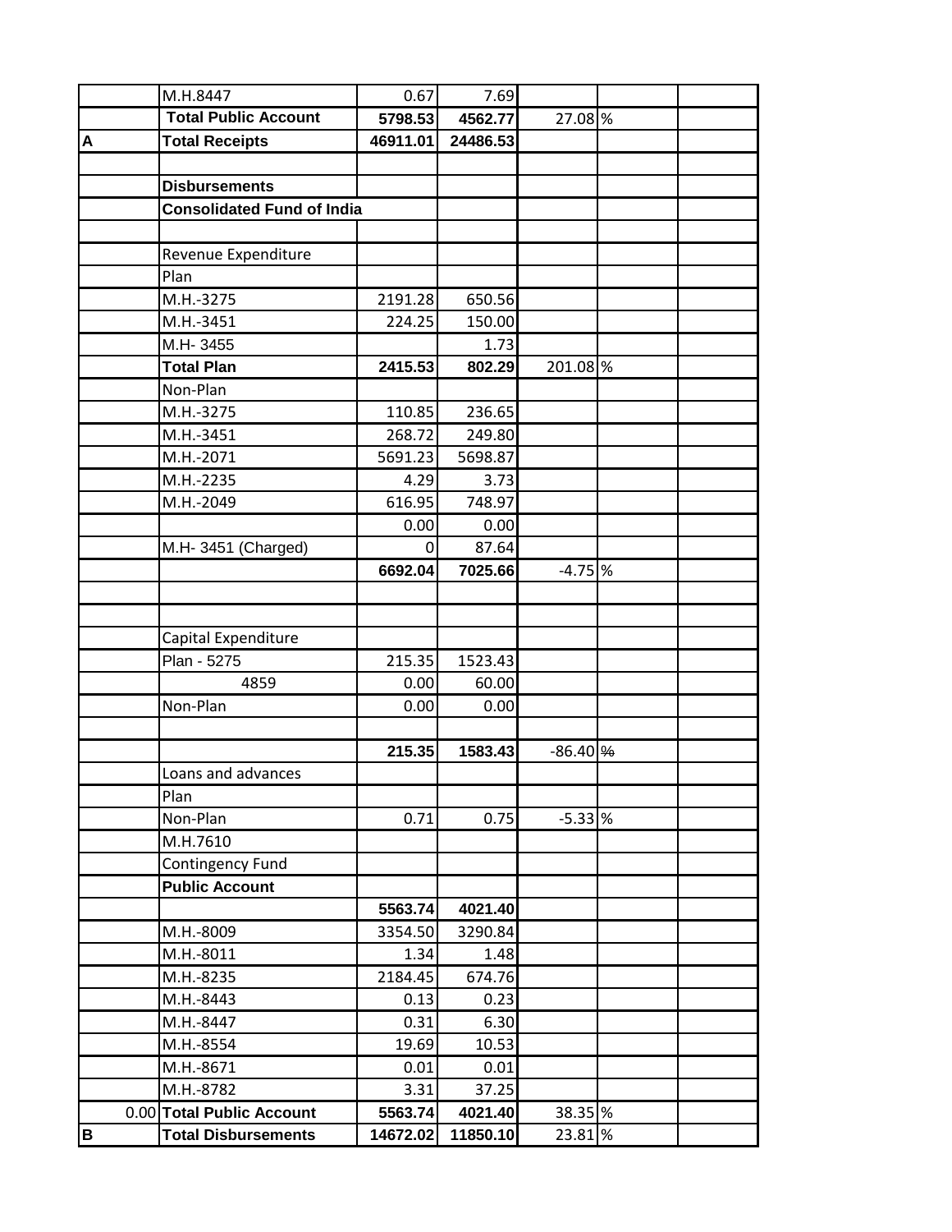| | | | | | | |
|---|---|---|---|---|---|---|
| | M.H.8447 | 0.67 | 7.69 | | | |
| | **Total Public Account** | **5798.53** | **4562.77** | 27.08 | % | |
| **A** | **Total Receipts** | **46911.01** | **24486.53** | | | |
| | | | | | | |
| | **Disbursements** | | | | | |
| | **Consolidated Fund of India** | | | | | |
| | | | | | | |
| | Revenue Expenditure | | | | | |
| | Plan | | | | | |
| | M.H.-3275 | 2191.28 | 650.56 | | | |
| | M.H.-3451 | 224.25 | 150.00 | | | |
| | M.H- 3455 | | 1.73 | | | |
| | **Total Plan** | **2415.53** | **802.29** | 201.08 | % | |
| | Non-Plan | | | | | |
| | M.H.-3275 | 110.85 | 236.65 | | | |
| | M.H.-3451 | 268.72 | 249.80 | | | |
| | M.H.-2071 | 5691.23 | 5698.87 | | | |
| | M.H.-2235 | 4.29 | 3.73 | | | |
| | M.H.-2049 | 616.95 | 748.97 | | | |
| | | 0.00 | 0.00 | | | |
| | M.H- 3451 (Charged) | 0 | 87.64 | | | |
| | | **6692.04** | **7025.66** | -4.75 | % | |
| | | | | | | |
| | | | | | | |
| | Capital Expenditure | | | | | |
| | Plan - 5275 | 215.35 | 1523.43 | | | |
| | 4859 | 0.00 | 60.00 | | | |
| | Non-Plan | 0.00 | 0.00 | | | |
| | | | | | | |
| | | **215.35** | **1583.43** | -86.40 | % | |
| | Loans and advances | | | | | |
| | Plan | | | | | |
| | Non-Plan | 0.71 | 0.75 | -5.33 | % | |
| | M.H.7610 | | | | | |
| | Contingency Fund | | | | | |
| | **Public Account** | | | | | |
| | | **5563.74** | **4021.40** | | | |
| | M.H.-8009 | 3354.50 | 3290.84 | | | |
| | M.H.-8011 | 1.34 | 1.48 | | | |
| | M.H.-8235 | 2184.45 | 674.76 | | | |
| | M.H.-8443 | 0.13 | 0.23 | | | |
| | M.H.-8447 | 0.31 | 6.30 | | | |
| | M.H.-8554 | 19.69 | 10.53 | | | |
| | M.H.-8671 | 0.01 | 0.01 | | | |
| | M.H.-8782 | 3.31 | 37.25 | | | |
| 0.00 | **Total Public Account** | **5563.74** | **4021.40** | 38.35 | % | |
| **B** | **Total Disbursements** | **14672.02** | **11850.10** | 23.81 | % | |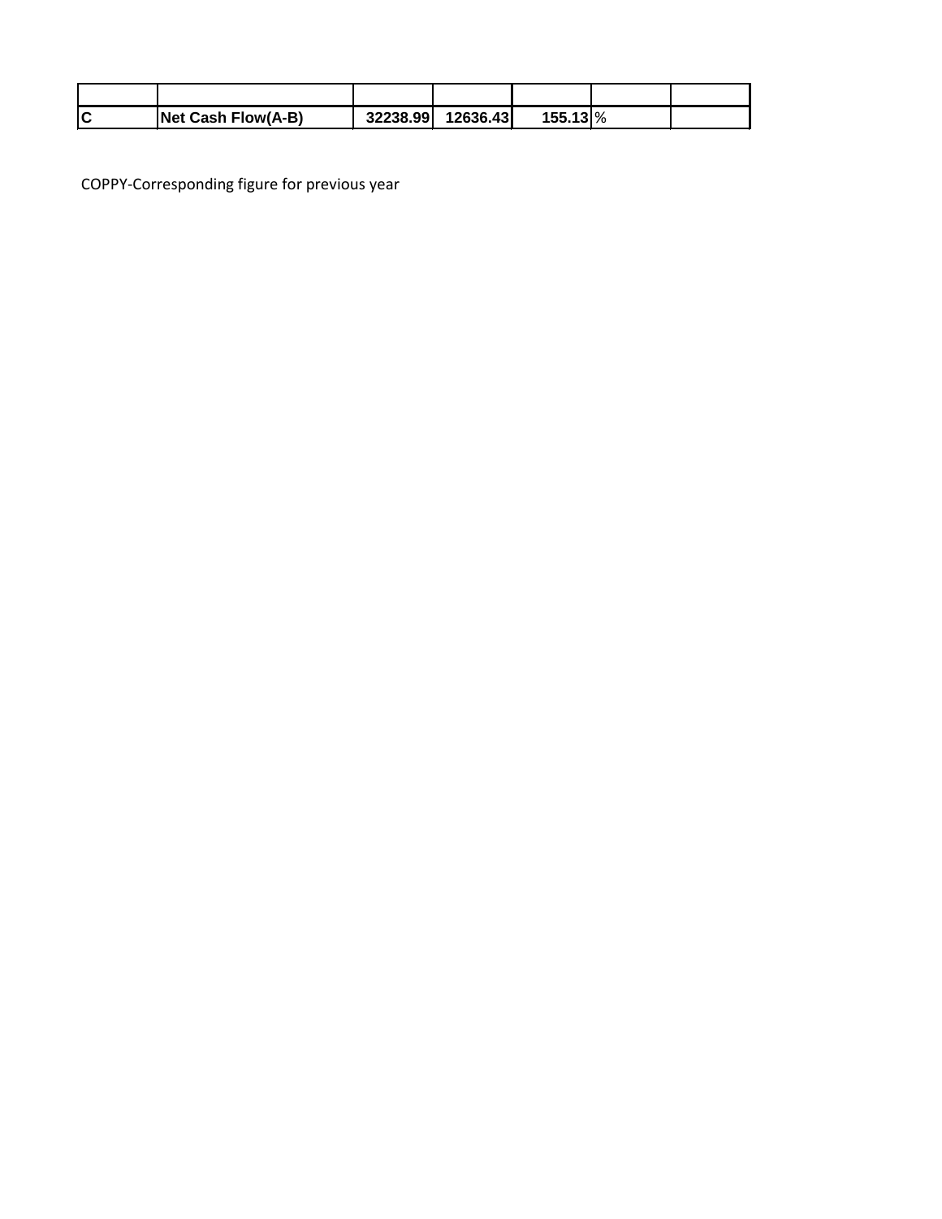| | | | | | | |
|---|---|---|---|---|---|---|
| | | | | | | |
| **C** | **Net Cash Flow(A-B)** | **32238.99** | **12636.43** | **155.13** | % | |

COPPY-Corresponding figure for previous year